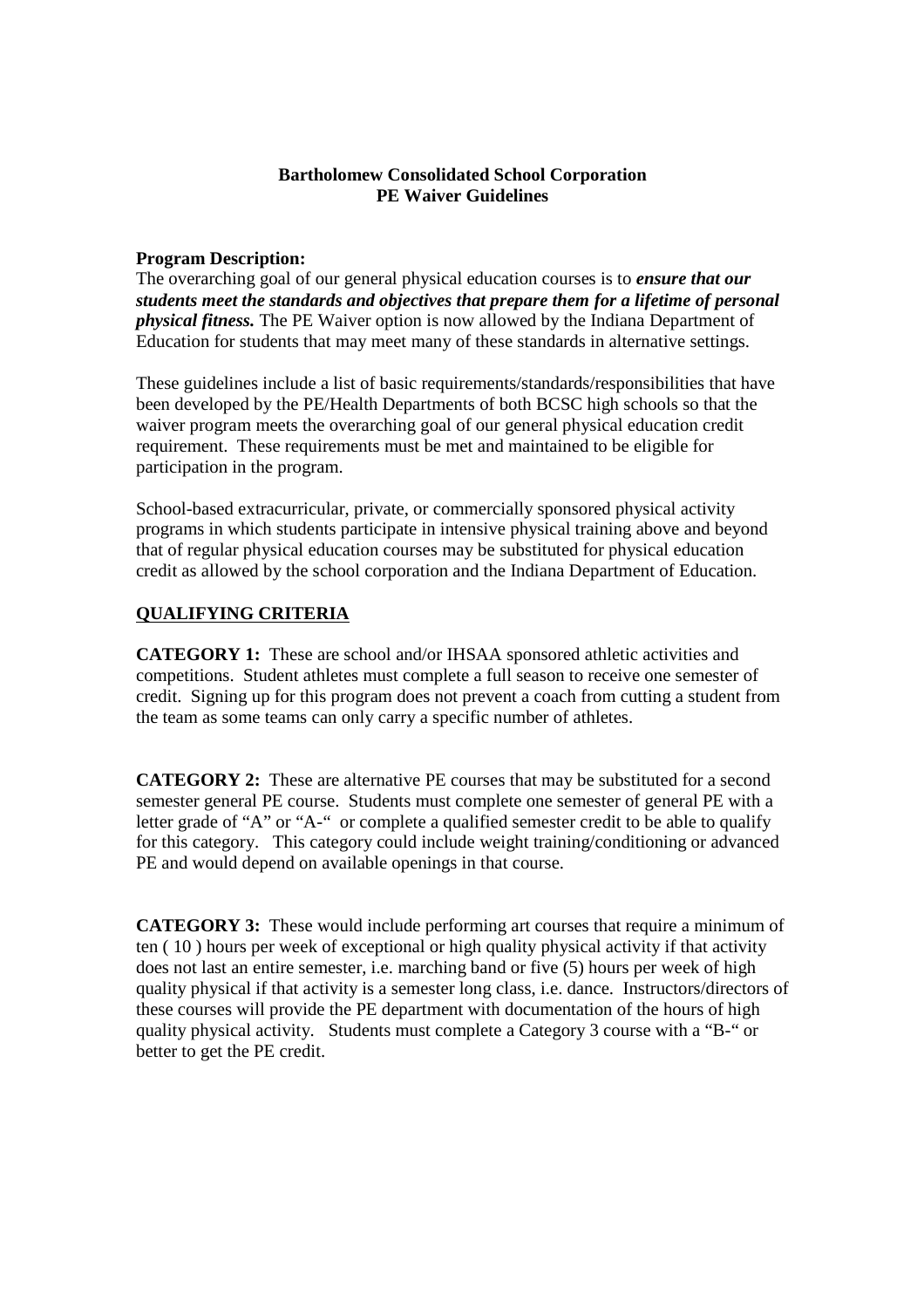# Bartholomew Consolidated School Corporation
# PE Waiver Guidelines

**Program Description:**
The overarching goal of our general physical education courses is to ***ensure that our students meet the standards and objectives that prepare them for a lifetime of personal physical fitness.*** The PE Waiver option is now allowed by the Indiana Department of Education for students that may meet many of these standards in alternative settings.

These guidelines include a list of basic requirements/standards/responsibilities that have been developed by the PE/Health Departments of both BCSC high schools so that the waiver program meets the overarching goal of our general physical education credit requirement. These requirements must be met and maintained to be eligible for participation in the program.

School-based extracurricular, private, or commercially sponsored physical activity programs in which students participate in intensive physical training above and beyond that of regular physical education courses may be substituted for physical education credit as allowed by the school corporation and the Indiana Department of Education.

## QUALIFYING CRITERIA

**CATEGORY 1:** These are school and/or IHSAA sponsored athletic activities and competitions. Student athletes must complete a full season to receive one semester of credit. Signing up for this program does not prevent a coach from cutting a student from the team as some teams can only carry a specific number of athletes.

**CATEGORY 2:** These are alternative PE courses that may be substituted for a second semester general PE course. Students must complete one semester of general PE with a letter grade of "A" or "A-" or complete a qualified semester credit to be able to qualify for this category. This category could include weight training/conditioning or advanced PE and would depend on available openings in that course.

**CATEGORY 3:** These would include performing art courses that require a minimum of ten ( 10 ) hours per week of exceptional or high quality physical activity if that activity does not last an entire semester, i.e. marching band or five (5) hours per week of high quality physical if that activity is a semester long class, i.e. dance. Instructors/directors of these courses will provide the PE department with documentation of the hours of high quality physical activity. Students must complete a Category 3 course with a "B-" or better to get the PE credit.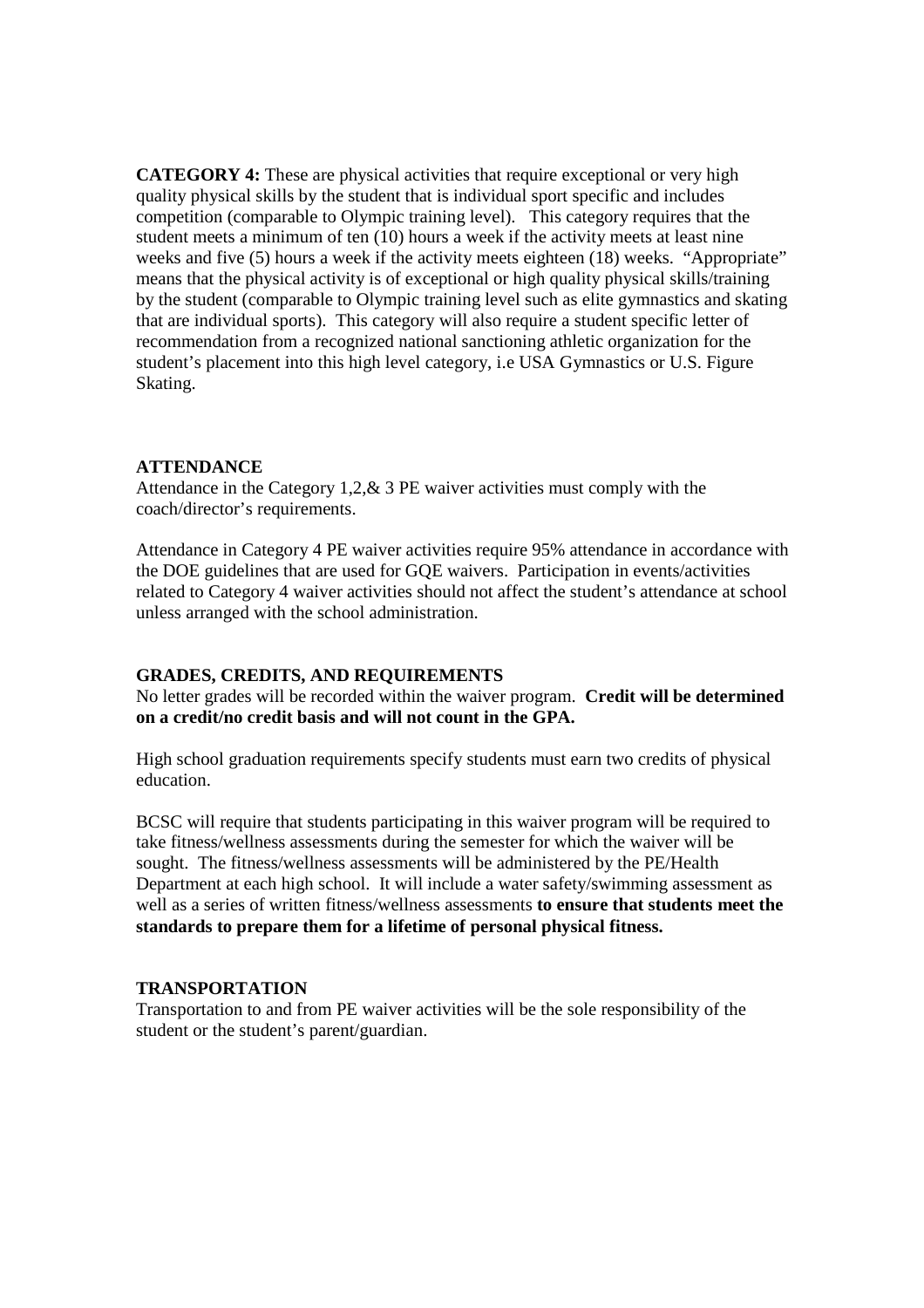**CATEGORY 4:** These are physical activities that require exceptional or very high quality physical skills by the student that is individual sport specific and includes competition (comparable to Olympic training level). This category requires that the student meets a minimum of ten (10) hours a week if the activity meets at least nine weeks and five (5) hours a week if the activity meets eighteen (18) weeks. "Appropriate" means that the physical activity is of exceptional or high quality physical skills/training by the student (comparable to Olympic training level such as elite gymnastics and skating that are individual sports). This category will also require a student specific letter of recommendation from a recognized national sanctioning athletic organization for the student's placement into this high level category, i.e USA Gymnastics or U.S. Figure Skating.

## ATTENDANCE

Attendance in the Category 1,2,& 3 PE waiver activities must comply with the coach/director's requirements.

Attendance in Category 4 PE waiver activities require 95% attendance in accordance with the DOE guidelines that are used for GQE waivers. Participation in events/activities related to Category 4 waiver activities should not affect the student's attendance at school unless arranged with the school administration.

## GRADES, CREDITS, AND REQUIREMENTS

No letter grades will be recorded within the waiver program. **Credit will be determined on a credit/no credit basis and will not count in the GPA.**

High school graduation requirements specify students must earn two credits of physical education.

BCSC will require that students participating in this waiver program will be required to take fitness/wellness assessments during the semester for which the waiver will be sought. The fitness/wellness assessments will be administered by the PE/Health Department at each high school. It will include a water safety/swimming assessment as well as a series of written fitness/wellness assessments **to ensure that students meet the standards to prepare them for a lifetime of personal physical fitness.**

## TRANSPORTATION

Transportation to and from PE waiver activities will be the sole responsibility of the student or the student's parent/guardian.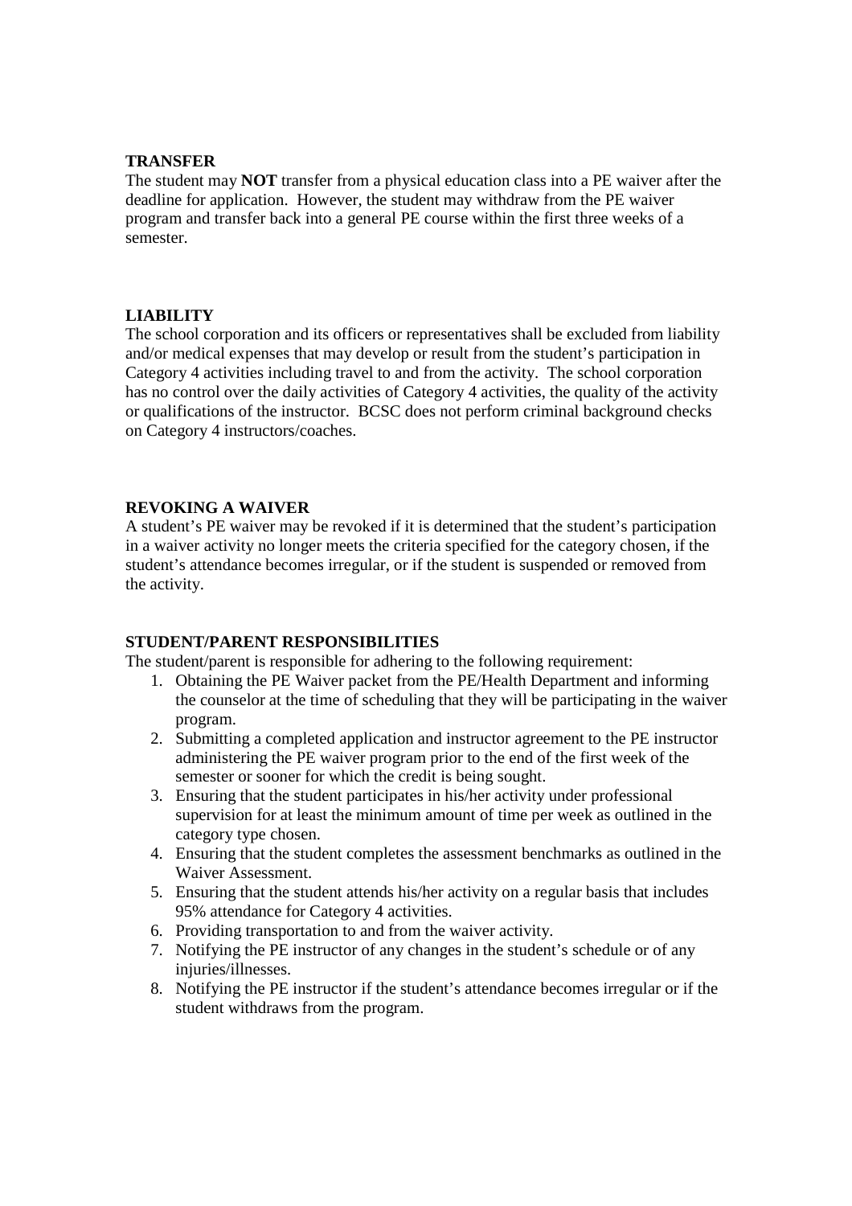## TRANSFER

The student may **NOT** transfer from a physical education class into a PE waiver after the deadline for application. However, the student may withdraw from the PE waiver program and transfer back into a general PE course within the first three weeks of a semester.

## LIABILITY

The school corporation and its officers or representatives shall be excluded from liability and/or medical expenses that may develop or result from the student's participation in Category 4 activities including travel to and from the activity. The school corporation has no control over the daily activities of Category 4 activities, the quality of the activity or qualifications of the instructor. BCSC does not perform criminal background checks on Category 4 instructors/coaches.

## REVOKING A WAIVER

A student's PE waiver may be revoked if it is determined that the student's participation in a waiver activity no longer meets the criteria specified for the category chosen, if the student's attendance becomes irregular, or if the student is suspended or removed from the activity.

## STUDENT/PARENT RESPONSIBILITIES

The student/parent is responsible for adhering to the following requirement:

1. Obtaining the PE Waiver packet from the PE/Health Department and informing the counselor at the time of scheduling that they will be participating in the waiver program.
2. Submitting a completed application and instructor agreement to the PE instructor administering the PE waiver program prior to the end of the first week of the semester or sooner for which the credit is being sought.
3. Ensuring that the student participates in his/her activity under professional supervision for at least the minimum amount of time per week as outlined in the category type chosen.
4. Ensuring that the student completes the assessment benchmarks as outlined in the Waiver Assessment.
5. Ensuring that the student attends his/her activity on a regular basis that includes 95% attendance for Category 4 activities.
6. Providing transportation to and from the waiver activity.
7. Notifying the PE instructor of any changes in the student's schedule or of any injuries/illnesses.
8. Notifying the PE instructor if the student's attendance becomes irregular or if the student withdraws from the program.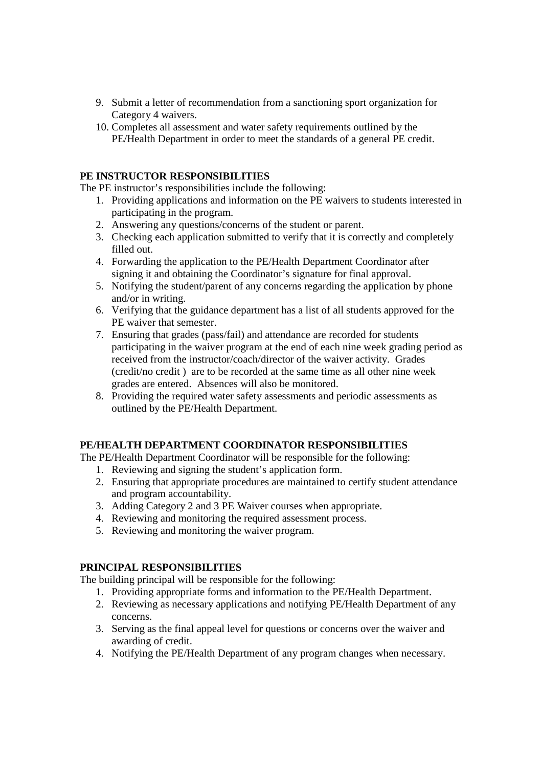9. Submit a letter of recommendation from a sanctioning sport organization for Category 4 waivers.
10. Completes all assessment and water safety requirements outlined by the PE/Health Department in order to meet the standards of a general PE credit.

**PE INSTRUCTOR RESPONSIBILITIES**

The PE instructor's responsibilities include the following:

1. Providing applications and information on the PE waivers to students interested in participating in the program.
2. Answering any questions/concerns of the student or parent.
3. Checking each application submitted to verify that it is correctly and completely filled out.
4. Forwarding the application to the PE/Health Department Coordinator after signing it and obtaining the Coordinator's signature for final approval.
5. Notifying the student/parent of any concerns regarding the application by phone and/or in writing.
6. Verifying that the guidance department has a list of all students approved for the PE waiver that semester.
7. Ensuring that grades (pass/fail) and attendance are recorded for students participating in the waiver program at the end of each nine week grading period as received from the instructor/coach/director of the waiver activity. Grades (credit/no credit ) are to be recorded at the same time as all other nine week grades are entered. Absences will also be monitored.
8. Providing the required water safety assessments and periodic assessments as outlined by the PE/Health Department.

**PE/HEALTH DEPARTMENT COORDINATOR RESPONSIBILITIES**

The PE/Health Department Coordinator will be responsible for the following:

1. Reviewing and signing the student's application form.
2. Ensuring that appropriate procedures are maintained to certify student attendance and program accountability.
3. Adding Category 2 and 3 PE Waiver courses when appropriate.
4. Reviewing and monitoring the required assessment process.
5. Reviewing and monitoring the waiver program.

**PRINCIPAL RESPONSIBILITIES**

The building principal will be responsible for the following:

1. Providing appropriate forms and information to the PE/Health Department.
2. Reviewing as necessary applications and notifying PE/Health Department of any concerns.
3. Serving as the final appeal level for questions or concerns over the waiver and awarding of credit.
4. Notifying the PE/Health Department of any program changes when necessary.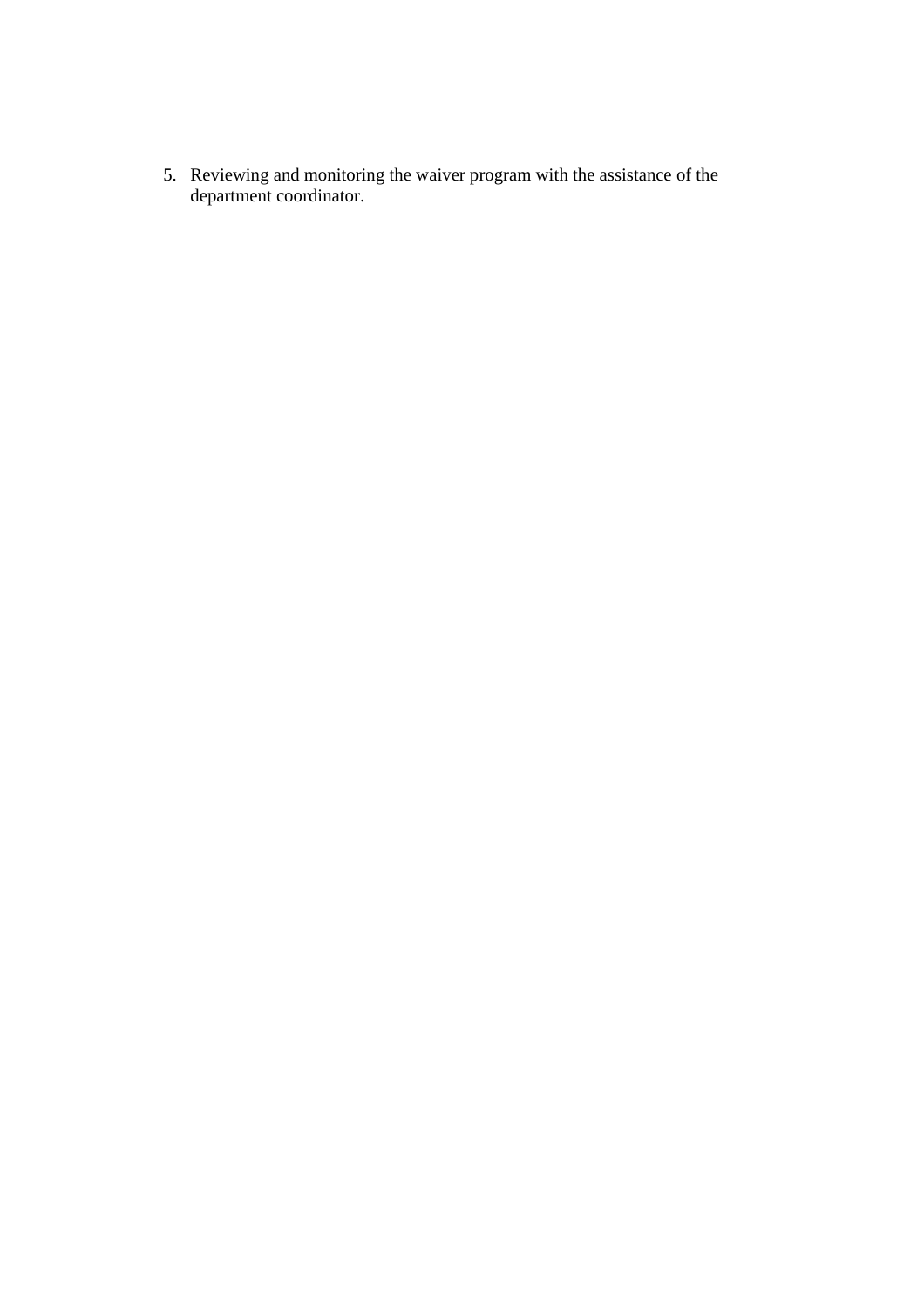5. Reviewing and monitoring the waiver program with the assistance of the department coordinator.